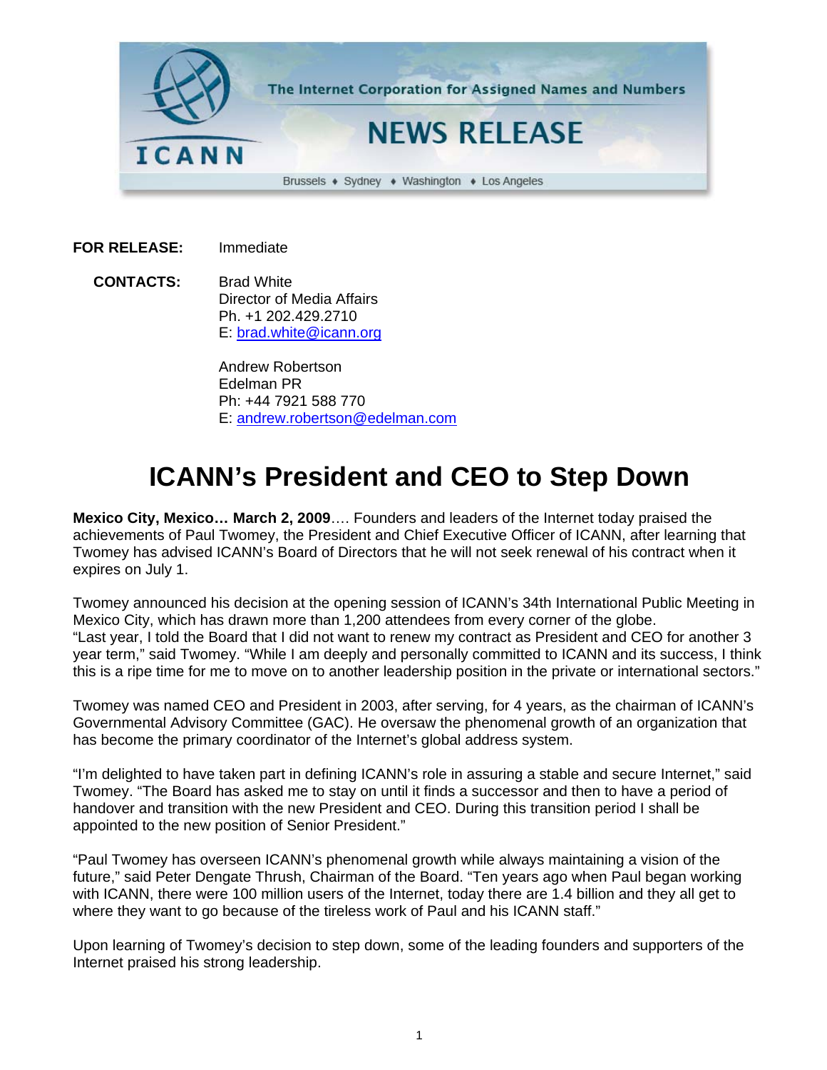The Internet Corporation for Assigned Names and Numbers

# NEWS RELEASE

Brussels ♦ Sydney ♦ Washington ♦ Los Angeles

**FOR RELEASE:** Immediate

**CONTACTS:** Brad White
Director of Media Affairs
Ph. +1 202.429.2710
E: brad.white@icann.org

Andrew Robertson
Edelman PR
Ph: +44 7921 588 770
E: andrew.robertson@edelman.com

# ICANN's President and CEO to Step Down

**Mexico City, Mexico… March 2, 2009**…. Founders and leaders of the Internet today praised the achievements of Paul Twomey, the President and Chief Executive Officer of ICANN, after learning that Twomey has advised ICANN's Board of Directors that he will not seek renewal of his contract when it expires on July 1.

Twomey announced his decision at the opening session of ICANN's 34th International Public Meeting in Mexico City, which has drawn more than 1,200 attendees from every corner of the globe. "Last year, I told the Board that I did not want to renew my contract as President and CEO for another 3 year term," said Twomey. "While I am deeply and personally committed to ICANN and its success, I think this is a ripe time for me to move on to another leadership position in the private or international sectors."

Twomey was named CEO and President in 2003, after serving, for 4 years, as the chairman of ICANN's Governmental Advisory Committee (GAC). He oversaw the phenomenal growth of an organization that has become the primary coordinator of the Internet's global address system.

"I'm delighted to have taken part in defining ICANN's role in assuring a stable and secure Internet," said Twomey. "The Board has asked me to stay on until it finds a successor and then to have a period of handover and transition with the new President and CEO. During this transition period I shall be appointed to the new position of Senior President."

"Paul Twomey has overseen ICANN's phenomenal growth while always maintaining a vision of the future," said Peter Dengate Thrush, Chairman of the Board. "Ten years ago when Paul began working with ICANN, there were 100 million users of the Internet, today there are 1.4 billion and they all get to where they want to go because of the tireless work of Paul and his ICANN staff."

Upon learning of Twomey's decision to step down, some of the leading founders and supporters of the Internet praised his strong leadership.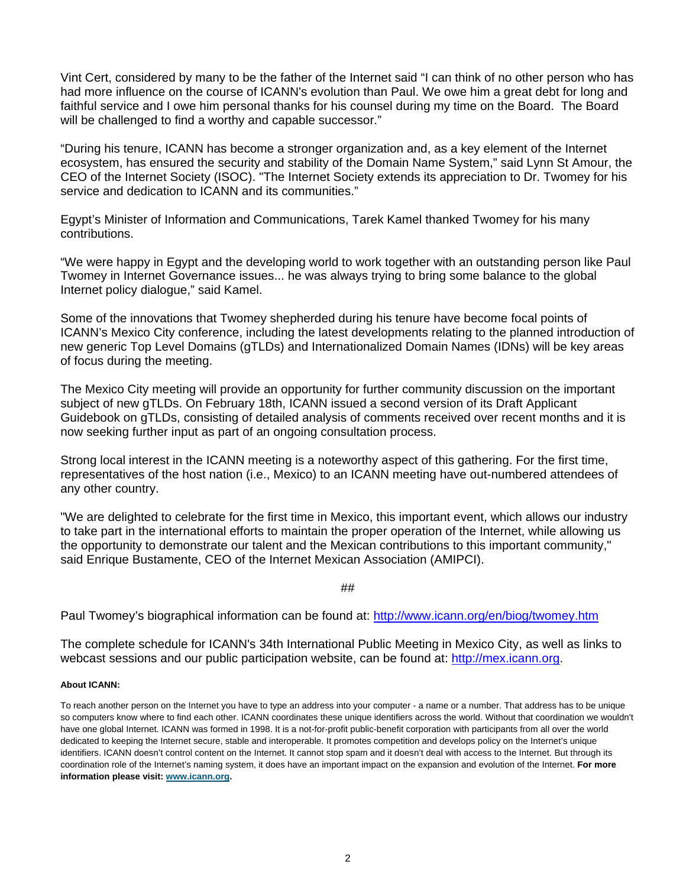Vint Cert, considered by many to be the father of the Internet said "I can think of no other person who has had more influence on the course of ICANN's evolution than Paul. We owe him a great debt for long and faithful service and I owe him personal thanks for his counsel during my time on the Board. The Board will be challenged to find a worthy and capable successor."

"During his tenure, ICANN has become a stronger organization and, as a key element of the Internet ecosystem, has ensured the security and stability of the Domain Name System," said Lynn St Amour, the CEO of the Internet Society (ISOC). "The Internet Society extends its appreciation to Dr. Twomey for his service and dedication to ICANN and its communities."

Egypt's Minister of Information and Communications, Tarek Kamel thanked Twomey for his many contributions.

"We were happy in Egypt and the developing world to work together with an outstanding person like Paul Twomey in Internet Governance issues... he was always trying to bring some balance to the global Internet policy dialogue," said Kamel.

Some of the innovations that Twomey shepherded during his tenure have become focal points of ICANN's Mexico City conference, including the latest developments relating to the planned introduction of new generic Top Level Domains (gTLDs) and Internationalized Domain Names (IDNs) will be key areas of focus during the meeting.

The Mexico City meeting will provide an opportunity for further community discussion on the important subject of new gTLDs. On February 18th, ICANN issued a second version of its Draft Applicant Guidebook on gTLDs, consisting of detailed analysis of comments received over recent months and it is now seeking further input as part of an ongoing consultation process.

Strong local interest in the ICANN meeting is a noteworthy aspect of this gathering. For the first time, representatives of the host nation (i.e., Mexico) to an ICANN meeting have out-numbered attendees of any other country.

"We are delighted to celebrate for the first time in Mexico, this important event, which allows our industry to take part in the international efforts to maintain the proper operation of the Internet, while allowing us the opportunity to demonstrate our talent and the Mexican contributions to this important community," said Enrique Bustamente, CEO of the Internet Mexican Association (AMIPCI).

##

Paul Twomey's biographical information can be found at: http://www.icann.org/en/biog/twomey.htm

The complete schedule for ICANN's 34th International Public Meeting in Mexico City, as well as links to webcast sessions and our public participation website, can be found at: http://mex.icann.org.

**About ICANN:**

To reach another person on the Internet you have to type an address into your computer - a name or a number. That address has to be unique so computers know where to find each other. ICANN coordinates these unique identifiers across the world. Without that coordination we wouldn't have one global Internet. ICANN was formed in 1998. It is a not-for-profit public-benefit corporation with participants from all over the world dedicated to keeping the Internet secure, stable and interoperable. It promotes competition and develops policy on the Internet's unique identifiers. ICANN doesn't control content on the Internet. It cannot stop spam and it doesn't deal with access to the Internet. But through its coordination role of the Internet's naming system, it does have an important impact on the expansion and evolution of the Internet. **For more information please visit: www.icann.org.**